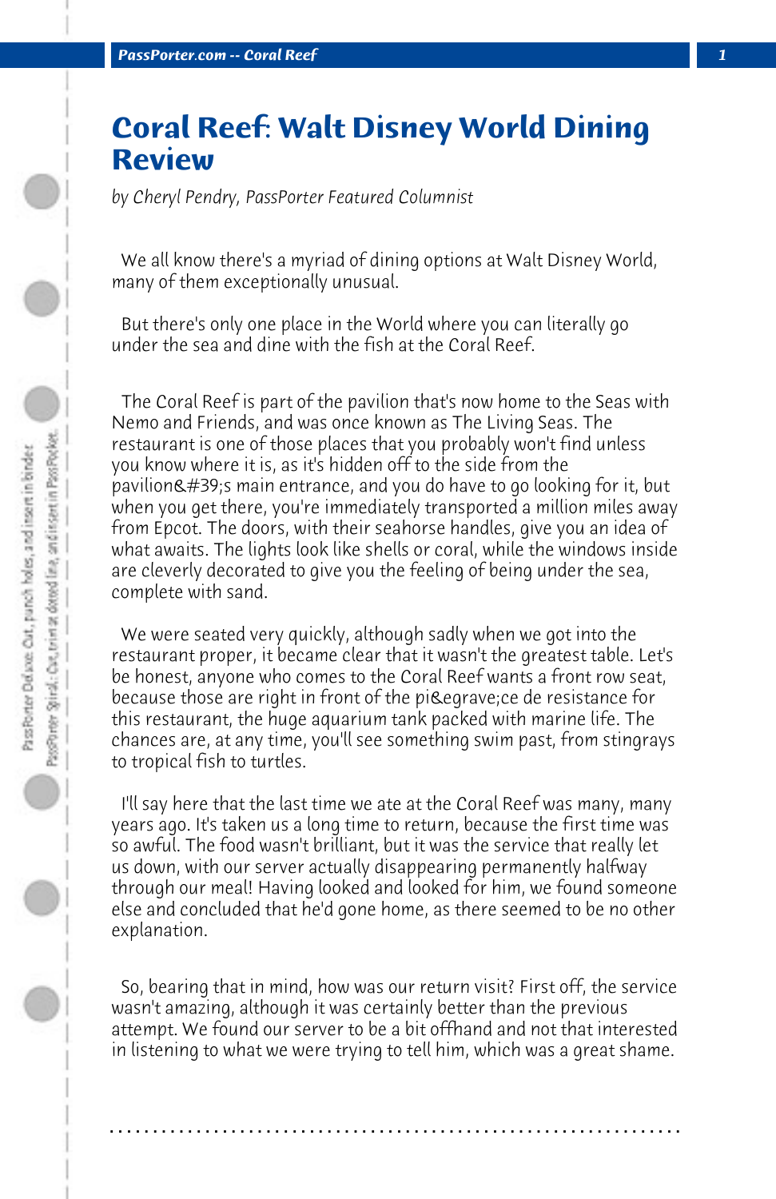# Coral Reef: Walt Disney World Dining Review

*by Cheryl Pendry, PassPorter Featured Columnist*

We all know there's a myriad of dining options at Walt Disney World, many of them exceptionally unusual.

But there's only one place in the World where you can literally go under the sea and dine with the fish at the Coral Reef.

The Coral Reef is part of the pavilion that's now home to the Seas with Nemo and Friends, and was once known as The Living Seas. The restaurant is one of those places that you probably won't find unless you know where it is, as it's hidden off to the side from the pavilion&#39;s main entrance, and you do have to go looking for it, but when you get there, you're immediately transported a million miles away from Epcot. The doors, with their seahorse handles, give you an idea of what awaits. The lights look like shells or coral, while the windows inside are cleverly decorated to give you the feeling of being under the sea, complete with sand.

We were seated very quickly, although sadly when we got into the restaurant proper, it became clear that it wasn't the greatest table. Let's be honest, anyone who comes to the Coral Reef wants a front row seat, because those are right in front of the pi&egrave;ce de resistance for this restaurant, the huge aquarium tank packed with marine life. The chances are, at any time, you'll see something swim past, from stingrays to tropical fish to turtles.

I'll say here that the last time we ate at the Coral Reef was many, many years ago. It's taken us a long time to return, because the first time was so awful. The food wasn't brilliant, but it was the service that really let us down, with our server actually disappearing permanently halfway through our meal! Having looked and looked for him, we found someone else and concluded that he'd gone home, as there seemed to be no other explanation.

So, bearing that in mind, how was our return visit? First off, the service wasn't amazing, although it was certainly better than the previous attempt. We found our server to be a bit offhand and not that interested in listening to what we were trying to tell him, which was a great shame.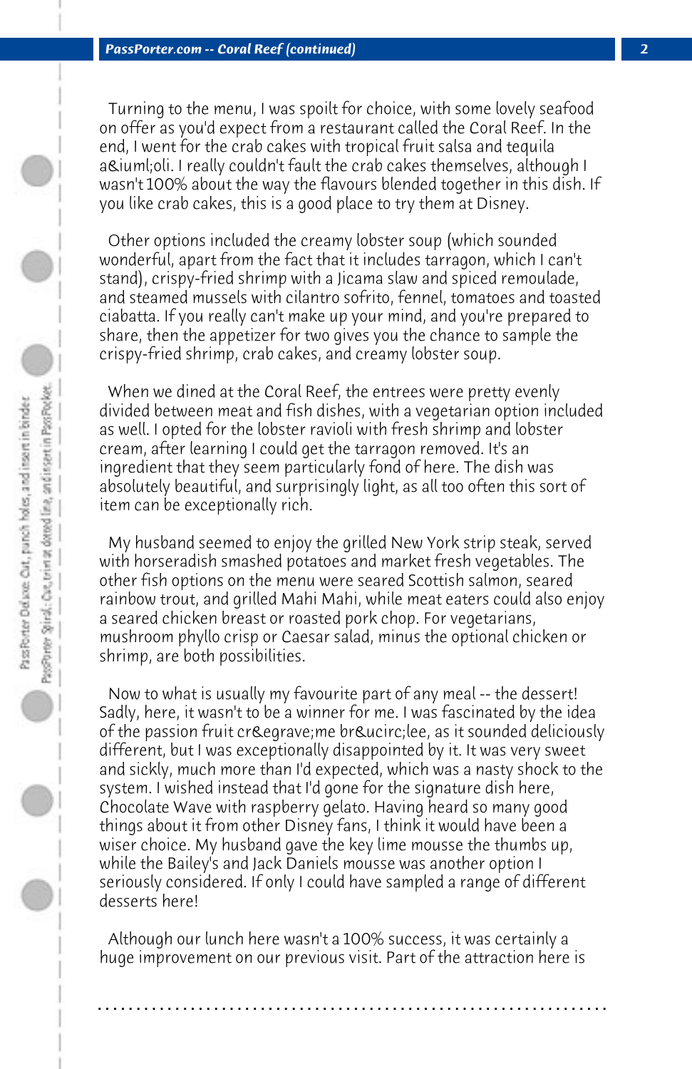Turning to the menu, I was spoilt for choice, with some lovely seafood on offer as you'd expect from a restaurant called the Coral Reef. In the end, I went for the crab cakes with tropical fruit salsa and tequila a&iuml;oli. I really couldn't fault the crab cakes themselves, although I wasn't 100% about the way the flavours blended together in this dish. If you like crab cakes, this is a good place to try them at Disney.

Other options included the creamy lobster soup (which sounded wonderful, apart from the fact that it includes tarragon, which I can't stand), crispy-fried shrimp with a Jicama slaw and spiced remoulade, and steamed mussels with cilantro sofrito, fennel, tomatoes and toasted ciabatta. If you really can't make up your mind, and you're prepared to share, then the appetizer for two gives you the chance to sample the crispy-fried shrimp, crab cakes, and creamy lobster soup.

When we dined at the Coral Reef, the entrees were pretty evenly divided between meat and fish dishes, with a vegetarian option included as well. I opted for the lobster ravioli with fresh shrimp and lobster cream, after learning I could get the tarragon removed. It's an ingredient that they seem particularly fond of here. The dish was absolutely beautiful, and surprisingly light, as all too often this sort of item can be exceptionally rich.

My husband seemed to enjoy the grilled New York strip steak, served with horseradish smashed potatoes and market fresh vegetables. The other fish options on the menu were seared Scottish salmon, seared rainbow trout, and grilled Mahi Mahi, while meat eaters could also enjoy a seared chicken breast or roasted pork chop. For vegetarians, mushroom phyllo crisp or Caesar salad, minus the optional chicken or shrimp, are both possibilities.

Now to what is usually my favourite part of any meal -- the dessert! Sadly, here, it wasn't to be a winner for me. I was fascinated by the idea of the passion fruit cr&egrave;me br&ucirc;lee, as it sounded deliciously different, but I was exceptionally disappointed by it. It was very sweet and sickly, much more than I'd expected, which was a nasty shock to the system. I wished instead that I'd gone for the signature dish here, Chocolate Wave with raspberry gelato. Having heard so many good things about it from other Disney fans, I think it would have been a wiser choice. My husband gave the key lime mousse the thumbs up, while the Bailey's and Jack Daniels mousse was another option I seriously considered. If only I could have sampled a range of different desserts here!

Although our lunch here wasn't a 100% success, it was certainly a huge improvement on our previous visit. Part of the attraction here is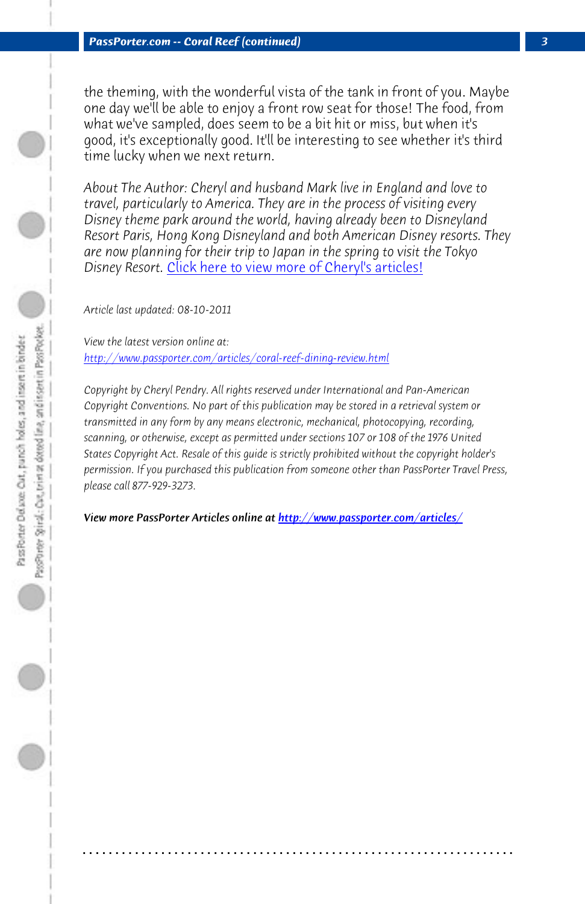the theming, with the wonderful vista of the tank in front of you. Maybe one day we'll be able to enjoy a front row seat for those! The food, from what we've sampled, does seem to be a bit hit or miss, but when it's good, it's exceptionally good. It'll be interesting to see whether it's third time lucky when we next return.

*About The Author: Cheryl and husband Mark live in England and love to travel, particularly to America. They are in the process of visiting every Disney theme park around the world, having already been to Disneyland Resort Paris, Hong Kong Disneyland and both American Disney resorts. They are now planning for their trip to Japan in the spring to visit the Tokyo Disney Resort.* Click here to view more of Cheryl's articles!

*Article last updated: 08-10-2011*

*View the latest version online at:*
*http://www.passporter.com/articles/coral-reef-dining-review.html*

*Copyright by Cheryl Pendry. All rights reserved under International and Pan-American Copyright Conventions. No part of this publication may be stored in a retrieval system or transmitted in any form by any means electronic, mechanical, photocopying, recording, scanning, or otherwise, except as permitted under sections 107 or 108 of the 1976 United States Copyright Act. Resale of this guide is strictly prohibited without the copyright holder's permission. If you purchased this publication from someone other than PassPorter Travel Press, please call 877-929-3273.*

***View more PassPorter Articles online at http://www.passporter.com/articles/***